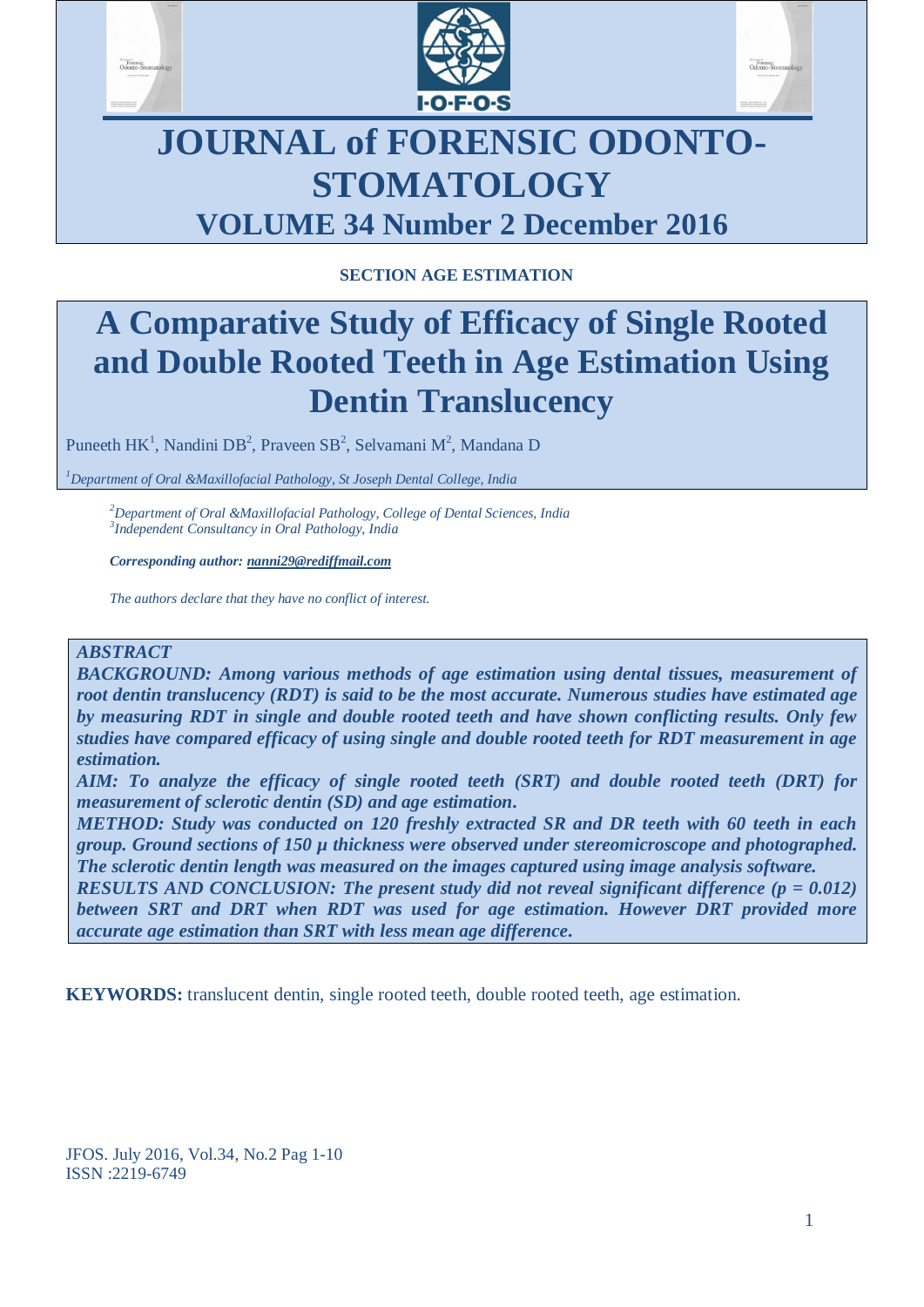# JOURNAL of FORENSIC ODONTO-STOMATOLOGY

## VOLUME 34 Number 2 December 2016

**SECTION AGE ESTIMATION**

# A Comparative Study of Efficacy of Single Rooted and Double Rooted Teeth in Age Estimation Using Dentin Translucency

Puneeth HK[1], Nandini DB[2], Praveen SB[2], Selvamani M[2], Mandana D

*[1]Department of Oral &Maxillofacial Pathology, St Joseph Dental College, India*

*[2]Department of Oral &Maxillofacial Pathology, College of Dental Sciences, India*
*[3]Independent Consultancy in Oral Pathology, India*

***Corresponding author:*** ***nanni29@rediffmail.com***

*The authors declare that they have no conflict of interest.*

***ABSTRACT***

***BACKGROUND: Among various methods of age estimation using dental tissues, measurement of root dentin translucency (RDT) is said to be the most accurate. Numerous studies have estimated age by measuring RDT in single and double rooted teeth and have shown conflicting results. Only few studies have compared efficacy of using single and double rooted teeth for RDT measurement in age estimation.***

***AIM: To analyze the efficacy of single rooted teeth (SRT) and double rooted teeth (DRT) for measurement of sclerotic dentin (SD) and age estimation.***

***METHOD: Study was conducted on 120 freshly extracted SR and DR teeth with 60 teeth in each group. Ground sections of 150 µ thickness were observed under stereomicroscope and photographed. The sclerotic dentin length was measured on the images captured using image analysis software.***

***RESULTS AND CONCLUSION: The present study did not reveal significant difference (p = 0.012) between SRT and DRT when RDT was used for age estimation. However DRT provided more accurate age estimation than SRT with less mean age difference.***

**KEYWORDS:** translucent dentin, single rooted teeth, double rooted teeth, age estimation.

JFOS. July 2016, Vol.34, No.2 Pag 1-10
ISSN :2219-6749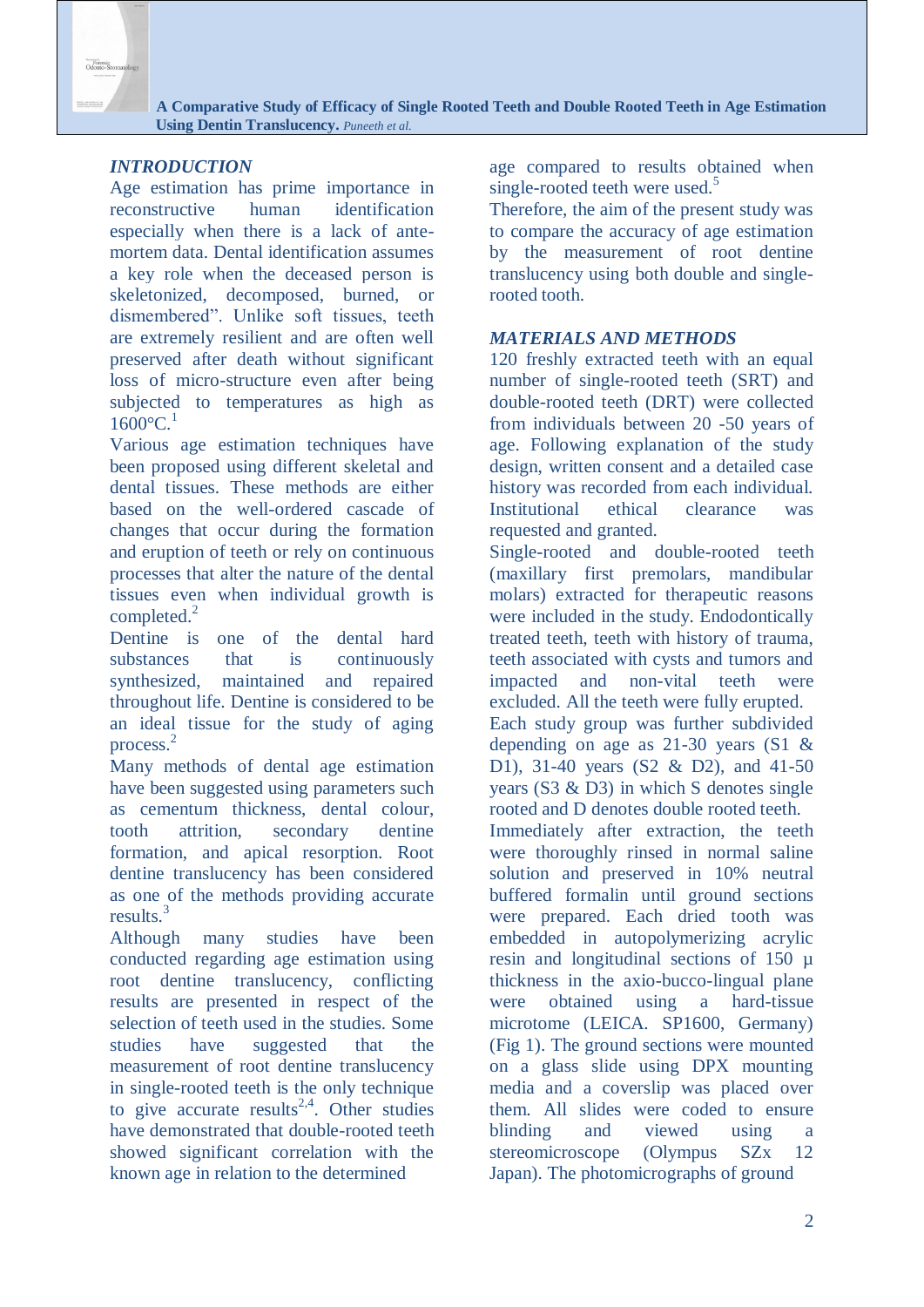## *INTRODUCTION*

Age estimation has prime importance in reconstructive human identification especially when there is a lack of ante-mortem data. Dental identification assumes a key role when the deceased person is skeletonized, decomposed, burned, or dismembered". Unlike soft tissues, teeth are extremely resilient and are often well preserved after death without significant loss of micro-structure even after being subjected to temperatures as high as 1600°C.[1]

Various age estimation techniques have been proposed using different skeletal and dental tissues. These methods are either based on the well-ordered cascade of changes that occur during the formation and eruption of teeth or rely on continuous processes that alter the nature of the dental tissues even when individual growth is completed.[2]

Dentine is one of the dental hard substances that is continuously synthesized, maintained and repaired throughout life. Dentine is considered to be an ideal tissue for the study of aging process.[2]

Many methods of dental age estimation have been suggested using parameters such as cementum thickness, dental colour, tooth attrition, secondary dentine formation, and apical resorption. Root dentine translucency has been considered as one of the methods providing accurate results.[3]

Although many studies have been conducted regarding age estimation using root dentine translucency, conflicting results are presented in respect of the selection of teeth used in the studies. Some studies have suggested that the measurement of root dentine translucency in single-rooted teeth is the only technique to give accurate results[2,4]. Other studies have demonstrated that double-rooted teeth showed significant correlation with the known age in relation to the determined age compared to results obtained when single-rooted teeth were used.[5]

Therefore, the aim of the present study was to compare the accuracy of age estimation by the measurement of root dentine translucency using both double and single-rooted tooth.

## *MATERIALS AND METHODS*

120 freshly extracted teeth with an equal number of single-rooted teeth (SRT) and double-rooted teeth (DRT) were collected from individuals between 20 -50 years of age. Following explanation of the study design, written consent and a detailed case history was recorded from each individual. Institutional ethical clearance was requested and granted.

Single-rooted and double-rooted teeth (maxillary first premolars, mandibular molars) extracted for therapeutic reasons were included in the study. Endodontically treated teeth, teeth with history of trauma, teeth associated with cysts and tumors and impacted and non-vital teeth were excluded. All the teeth were fully erupted.

Each study group was further subdivided depending on age as 21-30 years (S1 & D1), 31-40 years (S2 & D2), and 41-50 years (S3 & D3) in which S denotes single rooted and D denotes double rooted teeth.

Immediately after extraction, the teeth were thoroughly rinsed in normal saline solution and preserved in 10% neutral buffered formalin until ground sections were prepared. Each dried tooth was embedded in autopolymerizing acrylic resin and longitudinal sections of 150 µ thickness in the axio-bucco-lingual plane were obtained using a hard-tissue microtome (LEICA. SP1600, Germany) (Fig 1). The ground sections were mounted on a glass slide using DPX mounting media and a coverslip was placed over them. All slides were coded to ensure blinding and viewed using a stereomicroscope (Olympus SZx 12 Japan). The photomicrographs of ground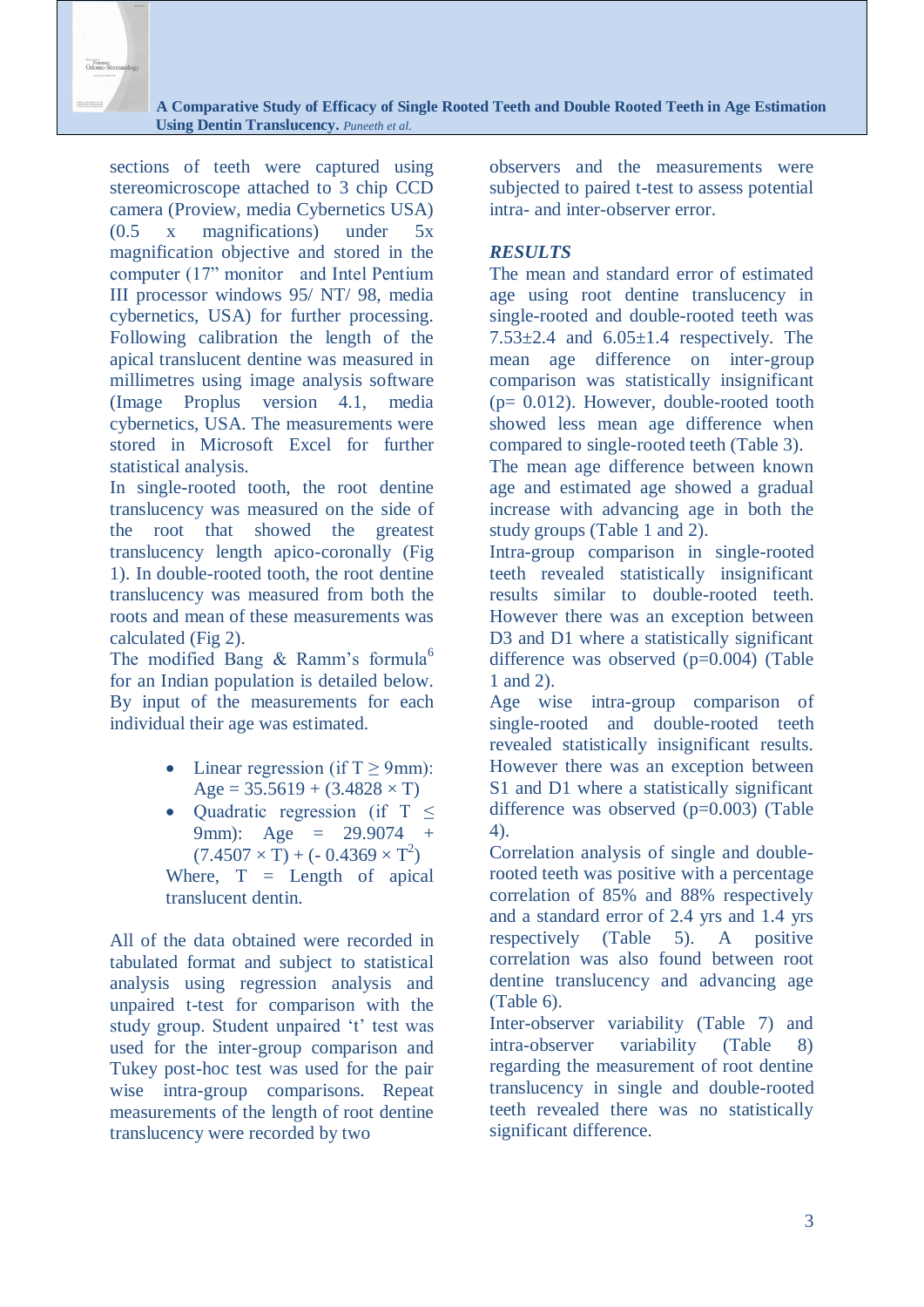sections of teeth were captured using stereomicroscope attached to 3 chip CCD camera (Proview, media Cybernetics USA) (0.5 x magnifications) under 5x magnification objective and stored in the computer (17" monitor and Intel Pentium III processor windows 95/ NT/ 98, media cybernetics, USA) for further processing. Following calibration the length of the apical translucent dentine was measured in millimetres using image analysis software (Image Proplus version 4.1, media cybernetics, USA. The measurements were stored in Microsoft Excel for further statistical analysis.

In single-rooted tooth, the root dentine translucency was measured on the side of the root that showed the greatest translucency length apico-coronally (Fig 1). In double-rooted tooth, the root dentine translucency was measured from both the roots and mean of these measurements was calculated (Fig 2).

The modified Bang & Ramm's formula[6] for an Indian population is detailed below. By input of the measurements for each individual their age was estimated.

- Linear regression (if $T \geq 9$mm): $Age = 35.5619 + (3.4828 \times T)$
- Quadratic regression (if $T \leq 9$mm): $Age = 29.9074 + (7.4507 \times T) + (-0.4369 \times T^2)$

Where, T = Length of apical translucent dentin.

All of the data obtained were recorded in tabulated format and subject to statistical analysis using regression analysis and unpaired t-test for comparison with the study group. Student unpaired 't' test was used for the inter-group comparison and Tukey post-hoc test was used for the pair wise intra-group comparisons. Repeat measurements of the length of root dentine translucency were recorded by two observers and the measurements were subjected to paired t-test to assess potential intra- and inter-observer error.

## *RESULTS*

The mean and standard error of estimated age using root dentine translucency in single-rooted and double-rooted teeth was 7.53±2.4 and 6.05±1.4 respectively. The mean age difference on inter-group comparison was statistically insignificant (p= 0.012). However, double-rooted tooth showed less mean age difference when compared to single-rooted teeth (Table 3).

The mean age difference between known age and estimated age showed a gradual increase with advancing age in both the study groups (Table 1 and 2).

Intra-group comparison in single-rooted teeth revealed statistically insignificant results similar to double-rooted teeth. However there was an exception between D3 and D1 where a statistically significant difference was observed (p=0.004) (Table 1 and 2).

Age wise intra-group comparison of single-rooted and double-rooted teeth revealed statistically insignificant results. However there was an exception between S1 and D1 where a statistically significant difference was observed (p=0.003) (Table 4).

Correlation analysis of single and double-rooted teeth was positive with a percentage correlation of 85% and 88% respectively and a standard error of 2.4 yrs and 1.4 yrs respectively (Table 5). A positive correlation was also found between root dentine translucency and advancing age (Table 6).

Inter-observer variability (Table 7) and intra-observer variability (Table 8) regarding the measurement of root dentine translucency in single and double-rooted teeth revealed there was no statistically significant difference.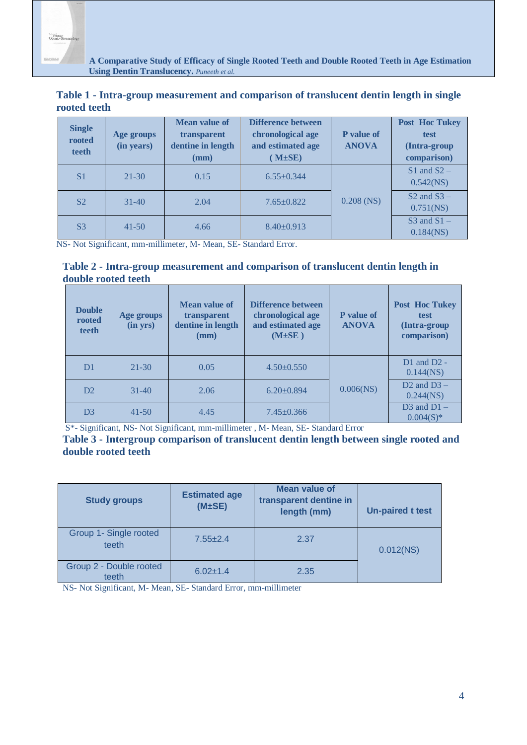**Table 1 - Intra-group measurement and comparison of translucent dentin length in single rooted teeth**

| Single rooted teeth | Age groups (in years) | Mean value of transparent dentine in length (mm) | Difference between chronological age and estimated age ( M±SE) | P value of ANOVA | Post Hoc Tukey test (Intra-group comparison) |
|---|---|---|---|---|---|
| S1 | 21-30 | 0.15 | 6.55±0.344 | 0.208 (NS) | S1 and S2 – 0.542(NS) |
| S2 | 31-40 | 2.04 | 7.65±0.822 | | S2 and S3 – 0.751(NS) |
| S3 | 41-50 | 4.66 | 8.40±0.913 | | S3 and S1 – 0.184(NS) |

NS- Not Significant, mm-millimeter, M- Mean, SE- Standard Error.

**Table 2 - Intra-group measurement and comparison of translucent dentin length in double rooted teeth**

| Double rooted teeth | Age groups (in yrs) | Mean value of transparent dentine in length (mm) | Difference between chronological age and estimated age (M±SE ) | P value of ANOVA | Post Hoc Tukey test (Intra-group comparison) |
|---|---|---|---|---|---|
| D1 | 21-30 | 0.05 | 4.50±0.550 | 0.006(NS) | D1 and D2 - 0.144(NS) |
| D2 | 31-40 | 2.06 | 6.20±0.894 | | D2 and D3 – 0.244(NS) |
| D3 | 41-50 | 4.45 | 7.45±0.366 | | D3 and D1 – 0.004(S)* |

S*- Significant, NS- Not Significant, mm-millimeter , M- Mean, SE- Standard Error

**Table 3 - Intergroup comparison of translucent dentin length between single rooted and double rooted teeth**

| Study groups | Estimated age (M±SE) | Mean value of transparent dentine in length (mm) | Un-paired t test |
|---|---|---|---|
| Group 1- Single rooted teeth | 7.55±2.4 | 2.37 | 0.012(NS) |
| Group 2 - Double rooted teeth | 6.02±1.4 | 2.35 | |

NS- Not Significant, M- Mean, SE- Standard Error, mm-millimeter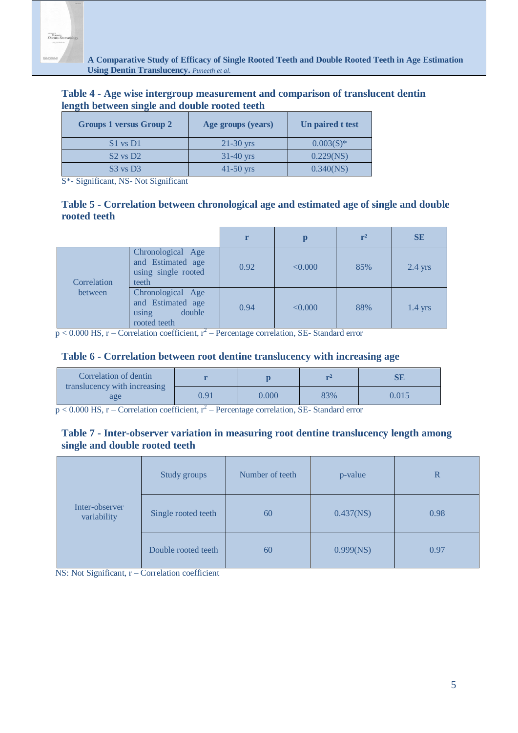### Table 4 - Age wise intergroup measurement and comparison of translucent dentin length between single and double rooted teeth

| Groups 1 versus Group 2 | Age groups (years) | Un paired t test |
|---|---|---|
| S1 vs D1 | 21-30 yrs | 0.003(S)* |
| S2 vs D2 | 31-40 yrs | 0.229(NS) |
| S3 vs D3 | 41-50 yrs | 0.340(NS) |

S*- Significant, NS- Not Significant

### Table 5 - Correlation between chronological age and estimated age of single and double rooted teeth

| | | r | p | $r^2$ | SE |
|---|---|---|---|---|---|
| Correlation between | Chronological Age and Estimated age using single rooted teeth | 0.92 | <0.000 | 85% | 2.4 yrs |
| | Chronological Age and Estimated age using double rooted teeth | 0.94 | <0.000 | 88% | 1.4 yrs |

p < 0.000 HS, r – Correlation coefficient, $r^2$ – Percentage correlation, SE- Standard error

### Table 6 - Correlation between root dentine translucency with increasing age

| Correlation of dentin translucency with increasing age | r | p | $r^2$ | SE |
|---|---|---|---|---|
| | 0.91 | 0.000 | 83% | 0.015 |

p < 0.000 HS, r – Correlation coefficient, $r^2$ – Percentage correlation, SE- Standard error

### Table 7 - Inter-observer variation in measuring root dentine translucency length among single and double rooted teeth

| | Study groups | Number of teeth | p-value | R |
|---|---|---|---|---|
| Inter-observer variability | Single rooted teeth | 60 | 0.437(NS) | 0.98 |
| | Double rooted teeth | 60 | 0.999(NS) | 0.97 |

NS: Not Significant, r – Correlation coefficient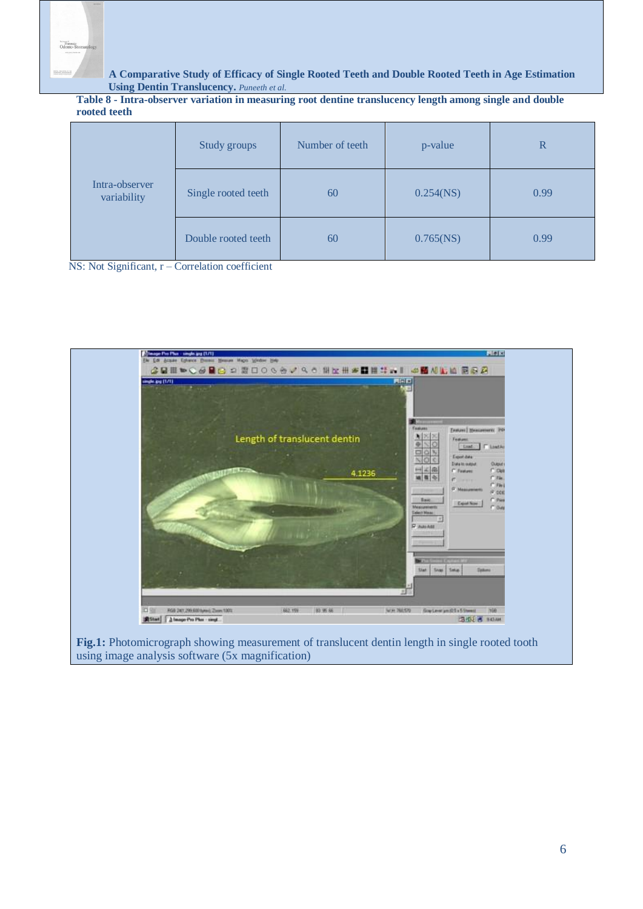**Table 8 - Intra-observer variation in measuring root dentine translucency length among single and double rooted teeth**

| | Study groups | Number of teeth | p-value | R |
|---|---|---|---|---|
| Intra-observer variability | Single rooted teeth | 60 | 0.254(NS) | 0.99 |
| | Double rooted teeth | 60 | 0.765(NS) | 0.99 |

NS: Not Significant, r – Correlation coefficient

**Fig.1:** Photomicrograph showing measurement of translucent dentin length in single rooted tooth using image analysis software (5x magnification)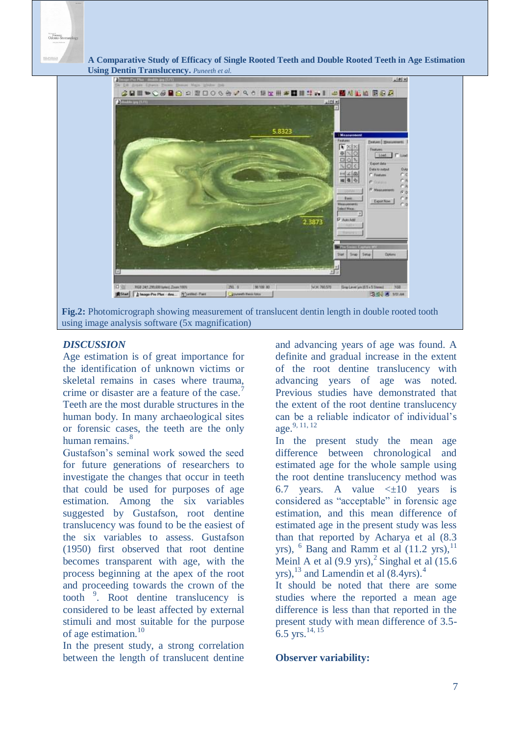Fig.2: Photomicrograph showing measurement of translucent dentin length in double rooted tooth using image analysis software (5x magnification)

## *DISCUSSION*

Age estimation is of great importance for the identification of unknown victims or skeletal remains in cases where trauma, crime or disaster are a feature of the case.[7] Teeth are the most durable structures in the human body. In many archaeological sites or forensic cases, the teeth are the only human remains.[8]

Gustafson's seminal work sowed the seed for future generations of researchers to investigate the changes that occur in teeth that could be used for purposes of age estimation. Among the six variables suggested by Gustafson, root dentine translucency was found to be the easiest of the six variables to assess. Gustafson (1950) first observed that root dentine becomes transparent with age, with the process beginning at the apex of the root and proceeding towards the crown of the tooth [9]. Root dentine translucency is considered to be least affected by external stimuli and most suitable for the purpose of age estimation.[10]

In the present study, a strong correlation between the length of translucent dentine and advancing years of age was found. A definite and gradual increase in the extent of the root dentine translucency with advancing years of age was noted. Previous studies have demonstrated that the extent of the root dentine translucency can be a reliable indicator of individual's age.[9, 11, 12]

In the present study the mean age difference between chronological and estimated age for the whole sample using the root dentine translucency method was 6.7 years. A value <±10 years is considered as "acceptable" in forensic age estimation, and this mean difference of estimated age in the present study was less than that reported by Acharya et al (8.3 yrs), [6] Bang and Ramm et al (11.2 yrs),[11] Meinl A et al (9.9 yrs),[2] Singhal et al (15.6 yrs),[13] and Lamendin et al (8.4yrs).[4]

It should be noted that there are some studies where the reported a mean age difference is less than that reported in the present study with mean difference of 3.5-6.5 yrs.[14, 15]

**Observer variability:**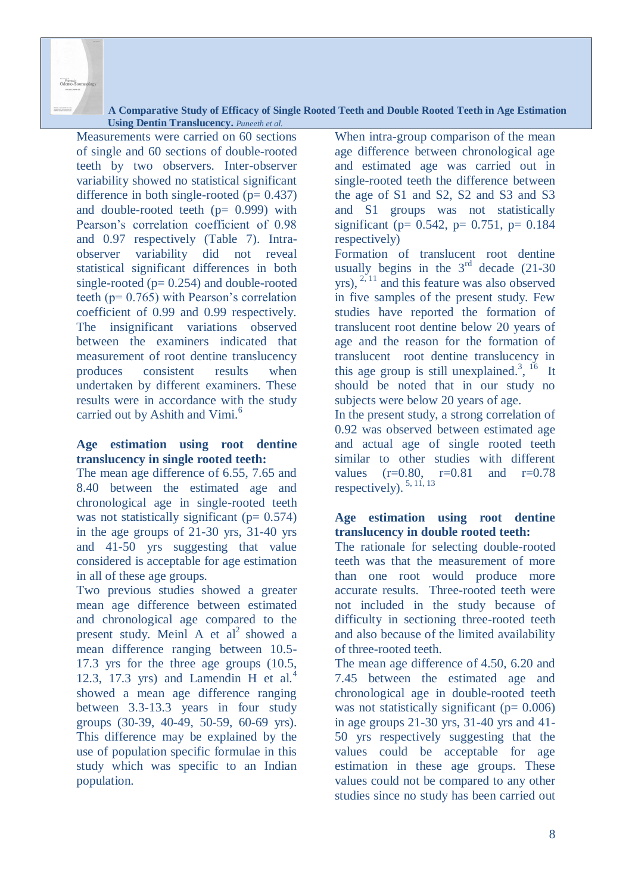Measurements were carried on 60 sections of single and 60 sections of double-rooted teeth by two observers. Inter-observer variability showed no statistical significant difference in both single-rooted (p= 0.437) and double-rooted teeth (p= 0.999) with Pearson's correlation coefficient of 0.98 and 0.97 respectively (Table 7). Intra-observer variability did not reveal statistical significant differences in both single-rooted (p= 0.254) and double-rooted teeth (p= 0.765) with Pearson's correlation coefficient of 0.99 and 0.99 respectively. The insignificant variations observed between the examiners indicated that measurement of root dentine translucency produces consistent results when undertaken by different examiners. These results were in accordance with the study carried out by Ashith and Vimi.[6]

**Age estimation using root dentine translucency in single rooted teeth:**

The mean age difference of 6.55, 7.65 and 8.40 between the estimated age and chronological age in single-rooted teeth was not statistically significant (p= 0.574) in the age groups of 21-30 yrs, 31-40 yrs and 41-50 yrs suggesting that value considered is acceptable for age estimation in all of these age groups.

Two previous studies showed a greater mean age difference between estimated and chronological age compared to the present study. Meinl A et al[2] showed a mean difference ranging between 10.5-17.3 yrs for the three age groups (10.5, 12.3, 17.3 yrs) and Lamendin H et al.[4] showed a mean age difference ranging between 3.3-13.3 years in four study groups (30-39, 40-49, 50-59, 60-69 yrs). This difference may be explained by the use of population specific formulae in this study which was specific to an Indian population.

When intra-group comparison of the mean age difference between chronological age and estimated age was carried out in single-rooted teeth the difference between the age of S1 and S2, S2 and S3 and S3 and S1 groups was not statistically significant (p= 0.542, p= 0.751, p= 0.184 respectively)

Formation of translucent root dentine usually begins in the 3rd decade (21-30 yrs),[2, 11] and this feature was also observed in five samples of the present study. Few studies have reported the formation of translucent root dentine below 20 years of age and the reason for the formation of translucent root dentine translucency in this age group is still unexplained.[3, 16] It should be noted that in our study no subjects were below 20 years of age.

In the present study, a strong correlation of 0.92 was observed between estimated age and actual age of single rooted teeth similar to other studies with different values (r=0.80, r=0.81 and r=0.78 respectively).[5, 11, 13]

**Age estimation using root dentine translucency in double rooted teeth:**

The rationale for selecting double-rooted teeth was that the measurement of more than one root would produce more accurate results. Three-rooted teeth were not included in the study because of difficulty in sectioning three-rooted teeth and also because of the limited availability of three-rooted teeth.

The mean age difference of 4.50, 6.20 and 7.45 between the estimated age and chronological age in double-rooted teeth was not statistically significant (p= 0.006) in age groups 21-30 yrs, 31-40 yrs and 41-50 yrs respectively suggesting that the values could be acceptable for age estimation in these age groups. These values could not be compared to any other studies since no study has been carried out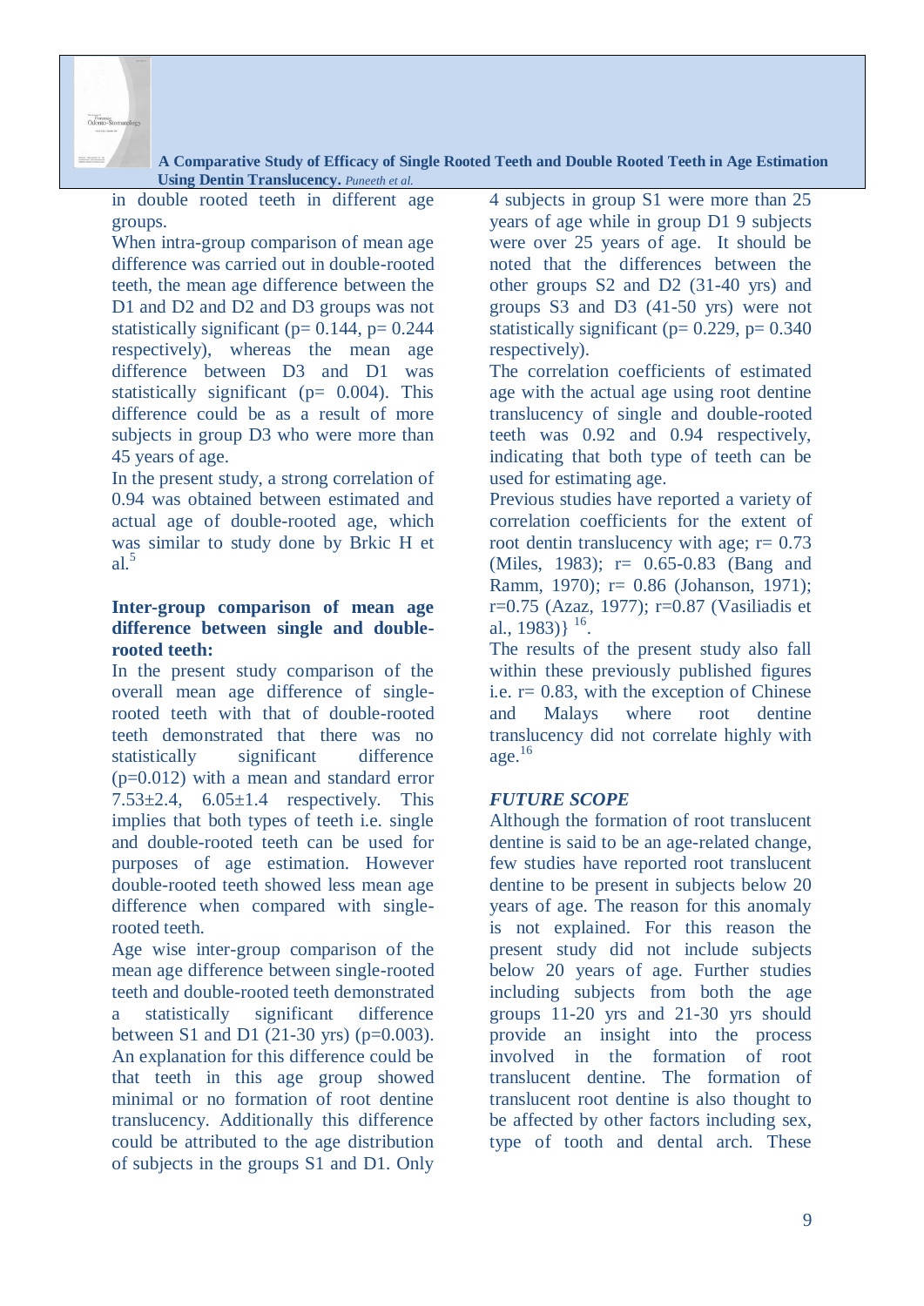in double rooted teeth in different age groups.

When intra-group comparison of mean age difference was carried out in double-rooted teeth, the mean age difference between the D1 and D2 and D2 and D3 groups was not statistically significant (p= 0.144, p= 0.244 respectively), whereas the mean age difference between D3 and D1 was statistically significant (p= 0.004). This difference could be as a result of more subjects in group D3 who were more than 45 years of age.

In the present study, a strong correlation of 0.94 was obtained between estimated and actual age of double-rooted age, which was similar to study done by Brkic H et al.[5]

**Inter-group comparison of mean age difference between single and double-rooted teeth:**

In the present study comparison of the overall mean age difference of single-rooted teeth with that of double-rooted teeth demonstrated that there was no statistically significant difference (p=0.012) with a mean and standard error 7.53±2.4, 6.05±1.4 respectively. This implies that both types of teeth i.e. single and double-rooted teeth can be used for purposes of age estimation. However double-rooted teeth showed less mean age difference when compared with single-rooted teeth.

Age wise inter-group comparison of the mean age difference between single-rooted teeth and double-rooted teeth demonstrated a statistically significant difference between S1 and D1 (21-30 yrs) (p=0.003). An explanation for this difference could be that teeth in this age group showed minimal or no formation of root dentine translucency. Additionally this difference could be attributed to the age distribution of subjects in the groups S1 and D1. Only 4 subjects in group S1 were more than 25 years of age while in group D1 9 subjects were over 25 years of age. It should be noted that the differences between the other groups S2 and D2 (31-40 yrs) and groups S3 and D3 (41-50 yrs) were not statistically significant (p= 0.229, p= 0.340 respectively).

The correlation coefficients of estimated age with the actual age using root dentine translucency of single and double-rooted teeth was 0.92 and 0.94 respectively, indicating that both type of teeth can be used for estimating age.

Previous studies have reported a variety of correlation coefficients for the extent of root dentin translucency with age; r= 0.73 (Miles, 1983); r= 0.65-0.83 (Bang and Ramm, 1970); r= 0.86 (Johanson, 1971); r=0.75 (Azaz, 1977); r=0.87 (Vasiliadis et al., 1983)} [16].

The results of the present study also fall within these previously published figures i.e. r= 0.83, with the exception of Chinese and Malays where root dentine translucency did not correlate highly with age.[16]

### *FUTURE SCOPE*

Although the formation of root translucent dentine is said to be an age-related change, few studies have reported root translucent dentine to be present in subjects below 20 years of age. The reason for this anomaly is not explained. For this reason the present study did not include subjects below 20 years of age. Further studies including subjects from both the age groups 11-20 yrs and 21-30 yrs should provide an insight into the process involved in the formation of root translucent dentine. The formation of translucent root dentine is also thought to be affected by other factors including sex, type of tooth and dental arch. These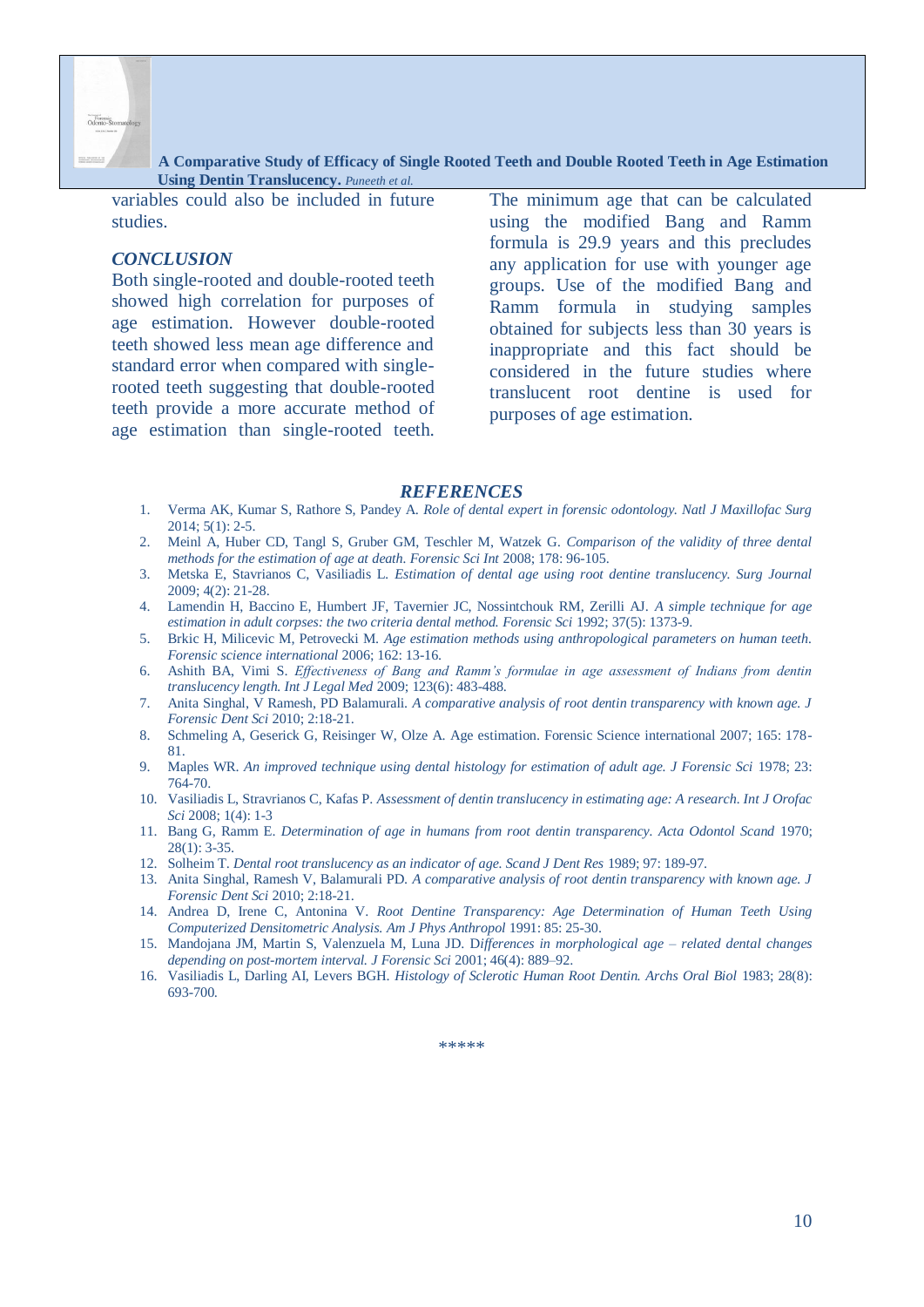variables could also be included in future studies.

## CONCLUSION

Both single-rooted and double-rooted teeth showed high correlation for purposes of age estimation. However double-rooted teeth showed less mean age difference and standard error when compared with single-rooted teeth suggesting that double-rooted teeth provide a more accurate method of age estimation than single-rooted teeth.

The minimum age that can be calculated using the modified Bang and Ramm formula is 29.9 years and this precludes any application for use with younger age groups. Use of the modified Bang and Ramm formula in studying samples obtained for subjects less than 30 years is inappropriate and this fact should be considered in the future studies where translucent root dentine is used for purposes of age estimation.

## REFERENCES

1. Verma AK, Kumar S, Rathore S, Pandey A. *Role of dental expert in forensic odontology. Natl J Maxillofac Surg* 2014; 5(1): 2-5.
2. Meinl A, Huber CD, Tangl S, Gruber GM, Teschler M, Watzek G. *Comparison of the validity of three dental methods for the estimation of age at death. Forensic Sci Int* 2008; 178: 96-105.
3. Metska E, Stavrianos C, Vasiliadis L. *Estimation of dental age using root dentine translucency. Surg Journal* 2009; 4(2): 21-28.
4. Lamendin H, Baccino E, Humbert JF, Tavernier JC, Nossintchouk RM, Zerilli AJ. *A simple technique for age estimation in adult corpses: the two criteria dental method. Forensic Sci* 1992; 37(5): 1373-9.
5. Brkic H, Milicevic M, Petrovecki M. *Age estimation methods using anthropological parameters on human teeth. Forensic science international* 2006; 162: 13-16.
6. Ashith BA, Vimi S. *Effectiveness of Bang and Ramm's formulae in age assessment of Indians from dentin translucency length. Int J Legal Med* 2009; 123(6): 483-488.
7. Anita Singhal, V Ramesh, PD Balamurali. *A comparative analysis of root dentin transparency with known age. J Forensic Dent Sci* 2010; 2:18-21.
8. Schmeling A, Geserick G, Reisinger W, Olze A. Age estimation. Forensic Science international 2007; 165: 178-81.
9. Maples WR. *An improved technique using dental histology for estimation of adult age. J Forensic Sci* 1978; 23: 764-70.
10. Vasiliadis L, Stravrianos C, Kafas P. *Assessment of dentin translucency in estimating age: A research. Int J Orofac Sci* 2008; 1(4): 1-3
11. Bang G, Ramm E. *Determination of age in humans from root dentin transparency. Acta Odontol Scand* 1970; 28(1): 3-35.
12. Solheim T. *Dental root translucency as an indicator of age. Scand J Dent Res* 1989; 97: 189-97.
13. Anita Singhal, Ramesh V, Balamurali PD. *A comparative analysis of root dentin transparency with known age. J Forensic Dent Sci* 2010; 2:18-21.
14. Andrea D, Irene C, Antonina V. *Root Dentine Transparency: Age Determination of Human Teeth Using Computerized Densitometric Analysis. Am J Phys Anthropol* 1991: 85: 25-30.
15. Mandojana JM, Martin S, Valenzuela M, Luna JD. D*ifferences in morphological age – related dental changes depending on post-mortem interval. J Forensic Sci* 2001; 46(4): 889–92.
16. Vasiliadis L, Darling AI, Levers BGH. *Histology of Sclerotic Human Root Dentin. Archs Oral Biol* 1983; 28(8): 693-700.

\*\*\*\*\*